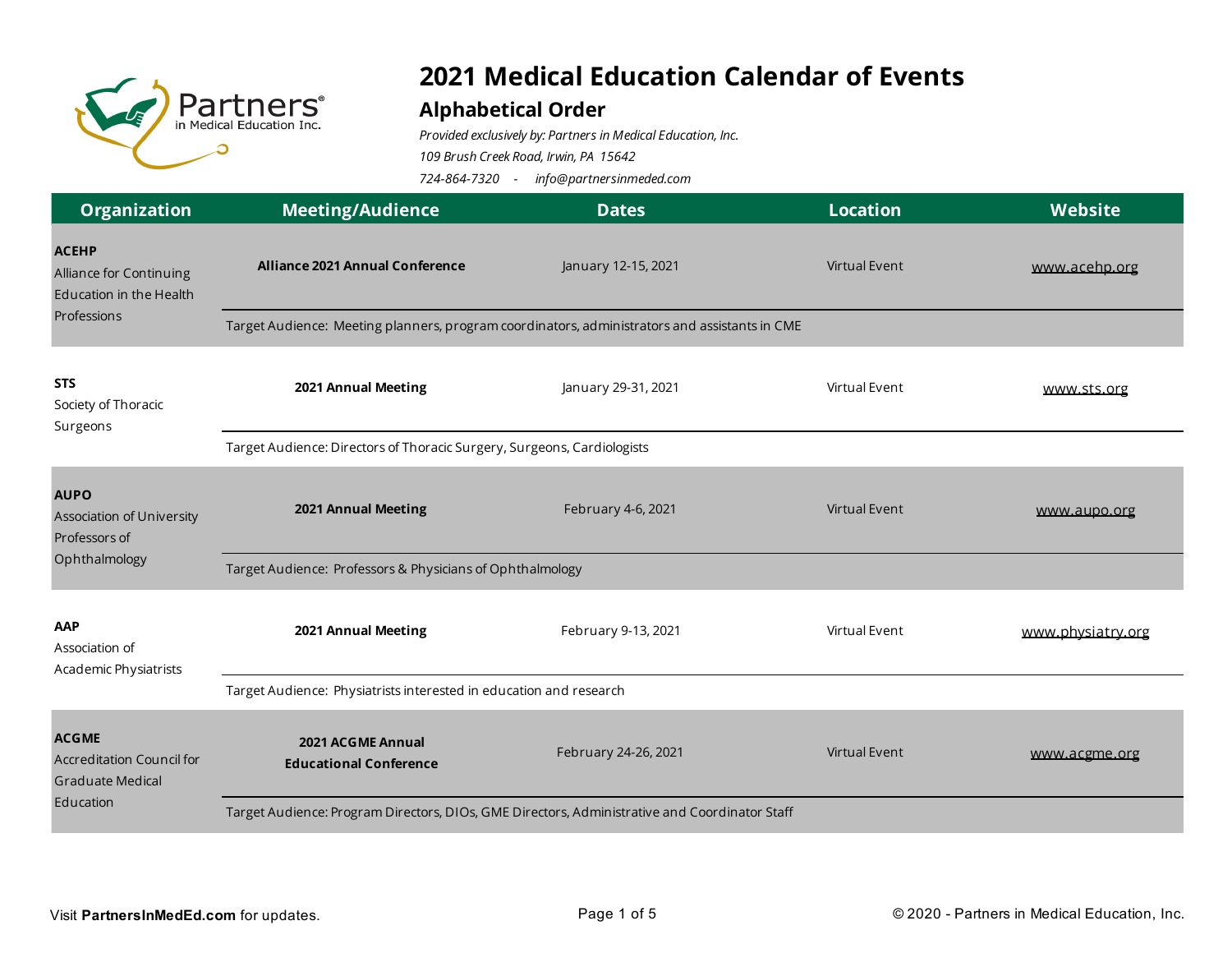# 2021 Medical Education Calendar of Events

## Alphabetical Order

*Provided exclusively by: Partners in Medical Education, Inc.*

*109 Brush Creek Road, Irwin, PA 15642*

*724-864-7320 - info@partnersinmeded.com*

| Organization | Meeting/Audience | Dates | Location | Website |
|---|---|---|---|---|
| **ACEHP** Alliance for Continuing Education in the Health Professions | **Alliance 2021 Annual Conference** | January 12-15, 2021 | Virtual Event | www.acehp.org |
| | Target Audience: Meeting planners, program coordinators, administrators and assistants in CME | | | |
| **STS** Society of Thoracic Surgeons | **2021 Annual Meeting** | January 29-31, 2021 | Virtual Event | www.sts.org |
| | Target Audience: Directors of Thoracic Surgery, Surgeons, Cardiologists | | | |
| **AUPO** Association of University Professors of Ophthalmology | **2021 Annual Meeting** | February 4-6, 2021 | Virtual Event | www.aupo.org |
| | Target Audience: Professors & Physicians of Ophthalmology | | | |
| **AAP** Association of Academic Physiatrists | **2021 Annual Meeting** | February 9-13, 2021 | Virtual Event | www.physiatry.org |
| | Target Audience: Physiatrists interested in education and research | | | |
| **ACGME** Accreditation Council for Graduate Medical Education | **2021 ACGME Annual Educational Conference** | February 24-26, 2021 | Virtual Event | www.acgme.org |
| | Target Audience: Program Directors, DIOs, GME Directors, Administrative and Coordinator Staff | | | |

Visit **PartnersInMedEd.com** for updates.

© 2020 - Partners in Medical Education, Inc.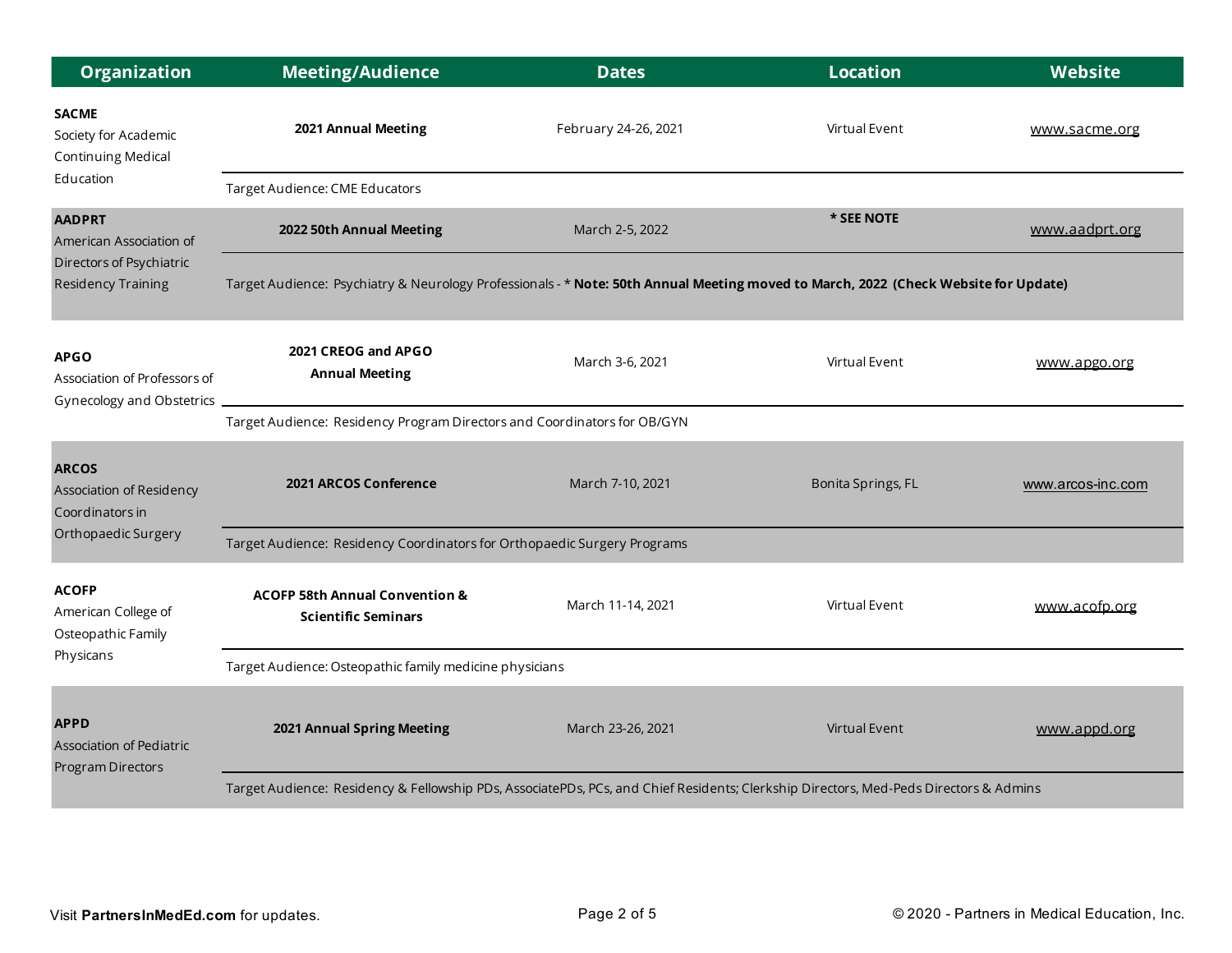| Organization | Meeting/Audience | Dates | Location | Website |
|---|---|---|---|---|
| **SACME** Society for Academic Continuing Medical Education | **2021 Annual Meeting** | February 24-26, 2021 | Virtual Event | www.sacme.org |
| | Target Audience: CME Educators | | | |
| **AADPRT** American Association of Directors of Psychiatric Residency Training | **2022 50th Annual Meeting** | March 2-5, 2022 | **\* SEE NOTE** | www.aadprt.org |
| | Target Audience: Psychiatry & Neurology Professionals - \* **Note: 50th Annual Meeting moved to March, 2022 (Check Website for Update)** | | | |
| **APGO** Association of Professors of Gynecology and Obstetrics | **2021 CREOG and APGO Annual Meeting** | March 3-6, 2021 | Virtual Event | www.apgo.org |
| | Target Audience: Residency Program Directors and Coordinators for OB/GYN | | | |
| **ARCOS** Association of Residency Coordinators in Orthopaedic Surgery | **2021 ARCOS Conference** | March 7-10, 2021 | Bonita Springs, FL | www.arcos-inc.com |
| | Target Audience: Residency Coordinators for Orthopaedic Surgery Programs | | | |
| **ACOFP** American College of Osteopathic Family Physicans | **ACOFP 58th Annual Convention & Scientific Seminars** | March 11-14, 2021 | Virtual Event | www.acofp.org |
| | Target Audience: Osteopathic family medicine physicians | | | |
| **APPD** Association of Pediatric Program Directors | **2021 Annual Spring Meeting** | March 23-26, 2021 | Virtual Event | www.appd.org |
| | Target Audience: Residency & Fellowship PDs, AssociatePDs, PCs, and Chief Residents; Clerkship Directors, Med-Peds Directors & Admins | | | |

Visit **PartnersInMedEd.com** for updates.

© 2020 - Partners in Medical Education, Inc.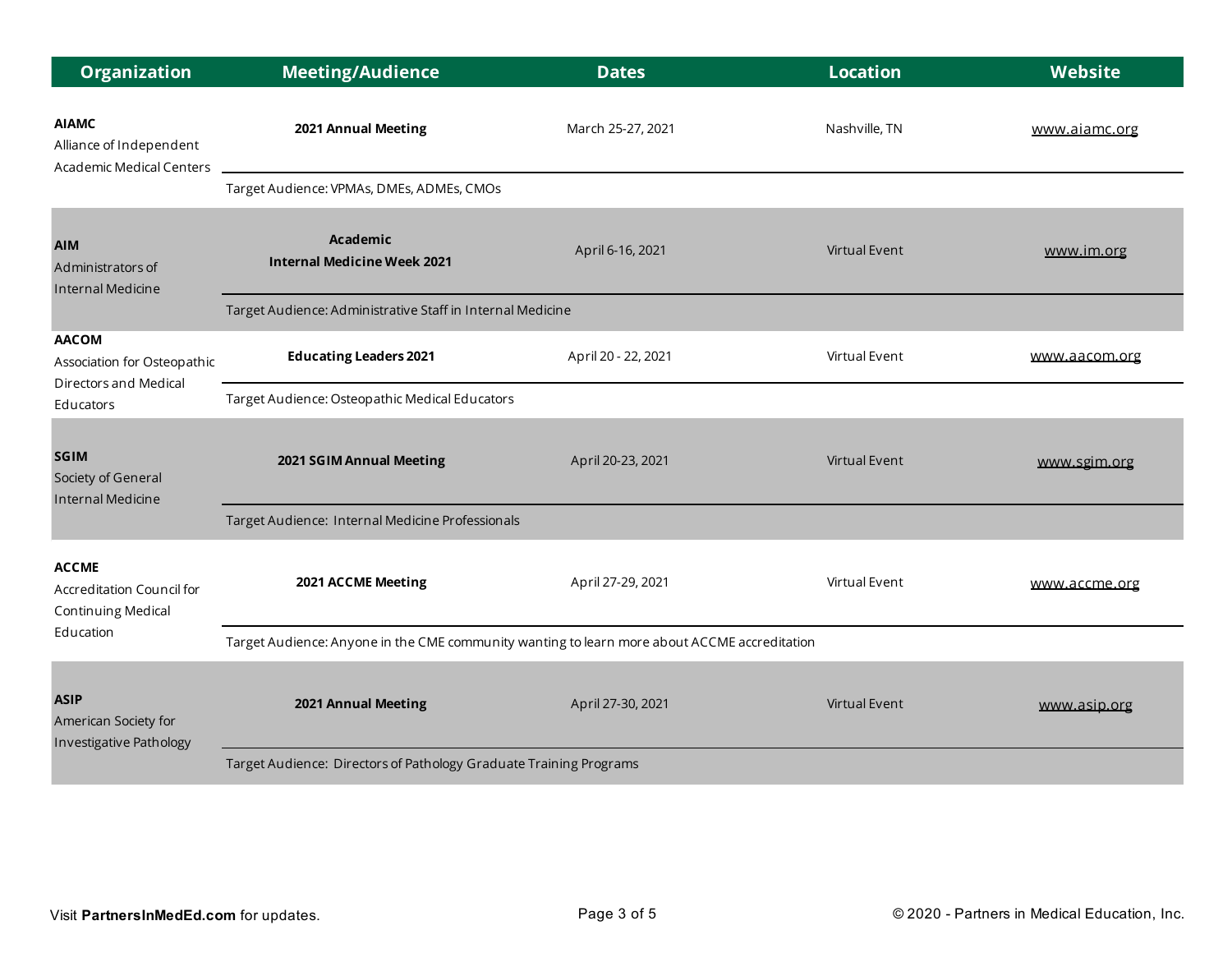| Organization | Meeting/Audience | Dates | Location | Website |
|---|---|---|---|---|
| **AIAMC** Alliance of Independent Academic Medical Centers | **2021 Annual Meeting** | March 25-27, 2021 | Nashville, TN | www.aiamc.org |
| | Target Audience: VPMAs, DMEs, ADMEs, CMOs | | | |
| **AIM** Administrators of Internal Medicine | **Academic Internal Medicine Week 2021** | April 6-16, 2021 | Virtual Event | www.im.org |
| | Target Audience: Administrative Staff in Internal Medicine | | | |
| **AACOM** Association for Osteopathic Directors and Medical Educators | **Educating Leaders 2021** | April 20 - 22, 2021 | Virtual Event | www.aacom.org |
| | Target Audience: Osteopathic Medical Educators | | | |
| **SGIM** Society of General Internal Medicine | **2021 SGIM Annual Meeting** | April 20-23, 2021 | Virtual Event | www.sgim.org |
| | Target Audience: Internal Medicine Professionals | | | |
| **ACCME** Accreditation Council for Continuing Medical Education | **2021 ACCME Meeting** | April 27-29, 2021 | Virtual Event | www.accme.org |
| | Target Audience: Anyone in the CME community wanting to learn more about ACCME accreditation | | | |
| **ASIP** American Society for Investigative Pathology | **2021 Annual Meeting** | April 27-30, 2021 | Virtual Event | www.asip.org |
| | Target Audience: Directors of Pathology Graduate Training Programs | | | |

Visit **PartnersInMedEd.com** for updates.

© 2020 - Partners in Medical Education, Inc.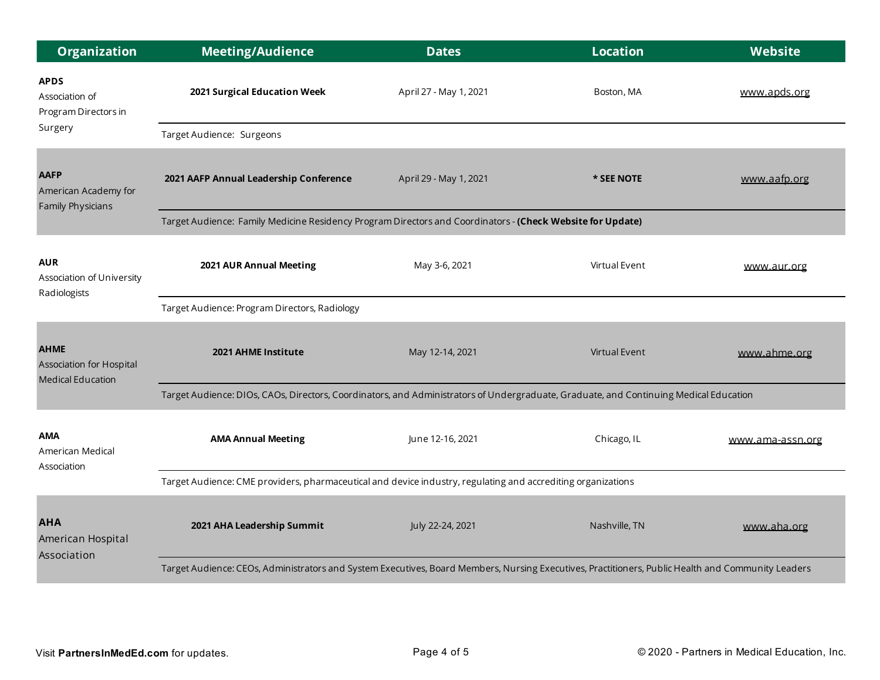| Organization | Meeting/Audience | Dates | Location | Website |
|---|---|---|---|---|
| **APDS** Association of Program Directors in Surgery | **2021 Surgical Education Week** | April 27 - May 1, 2021 | Boston, MA | www.apds.org |
| | Target Audience: Surgeons | | | |
| **AAFP** American Academy for Family Physicians | **2021 AAFP Annual Leadership Conference** | April 29 - May 1, 2021 | **\* SEE NOTE** | www.aafp.org |
| | Target Audience: Family Medicine Residency Program Directors and Coordinators - **(Check Website for Update)** | | | |
| **AUR** Association of University Radiologists | **2021 AUR Annual Meeting** | May 3-6, 2021 | Virtual Event | www.aur.org |
| | Target Audience: Program Directors, Radiology | | | |
| **AHME** Association for Hospital Medical Education | **2021 AHME Institute** | May 12-14, 2021 | Virtual Event | www.ahme.org |
| | Target Audience: DIOs, CAOs, Directors, Coordinators, and Administrators of Undergraduate, Graduate, and Continuing Medical Education | | | |
| **AMA** American Medical Association | **AMA Annual Meeting** | June 12-16, 2021 | Chicago, IL | www.ama-assn.org |
| | Target Audience: CME providers, pharmaceutical and device industry, regulating and accrediting organizations | | | |
| **AHA** American Hospital Association | **2021 AHA Leadership Summit** | July 22-24, 2021 | Nashville, TN | www.aha.org |
| | Target Audience: CEOs, Administrators and System Executives, Board Members, Nursing Executives, Practitioners, Public Health and Community Leaders | | | |

Visit **PartnersInMedEd.com** for updates.

© 2020 - Partners in Medical Education, Inc.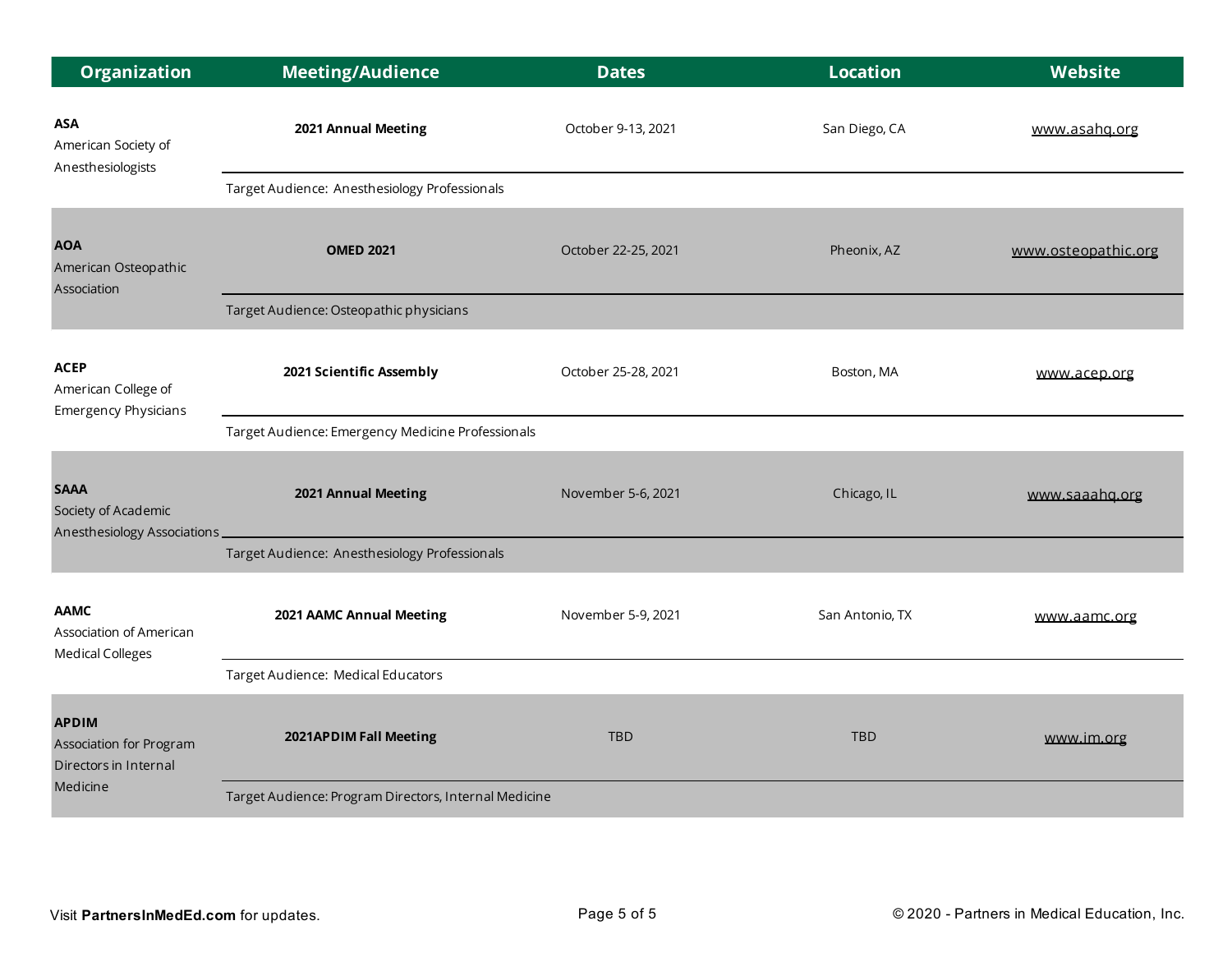| Organization | Meeting/Audience | Dates | Location | Website |
|---|---|---|---|---|
| **ASA** American Society of Anesthesiologists | **2021 Annual Meeting** | October 9-13, 2021 | San Diego, CA | www.asahq.org |
| | Target Audience: Anesthesiology Professionals | | | |
| **AOA** American Osteopathic Association | **OMED 2021** | October 22-25, 2021 | Pheonix, AZ | www.osteopathic.org |
| | Target Audience: Osteopathic physicians | | | |
| **ACEP** American College of Emergency Physicians | **2021 Scientific Assembly** | October 25-28, 2021 | Boston, MA | www.acep.org |
| | Target Audience: Emergency Medicine Professionals | | | |
| **SAAA** Society of Academic Anesthesiology Associations | **2021 Annual Meeting** | November 5-6, 2021 | Chicago, IL | www.saaahq.org |
| | Target Audience: Anesthesiology Professionals | | | |
| **AAMC** Association of American Medical Colleges | **2021 AAMC Annual Meeting** | November 5-9, 2021 | San Antonio, TX | www.aamc.org |
| | Target Audience: Medical Educators | | | |
| **APDIM** Association for Program Directors in Internal Medicine | **2021APDIM Fall Meeting** | TBD | TBD | www.im.org |
| | Target Audience: Program Directors, Internal Medicine | | | |

Visit **PartnersInMedEd.com** for updates.

© 2020 - Partners in Medical Education, Inc.